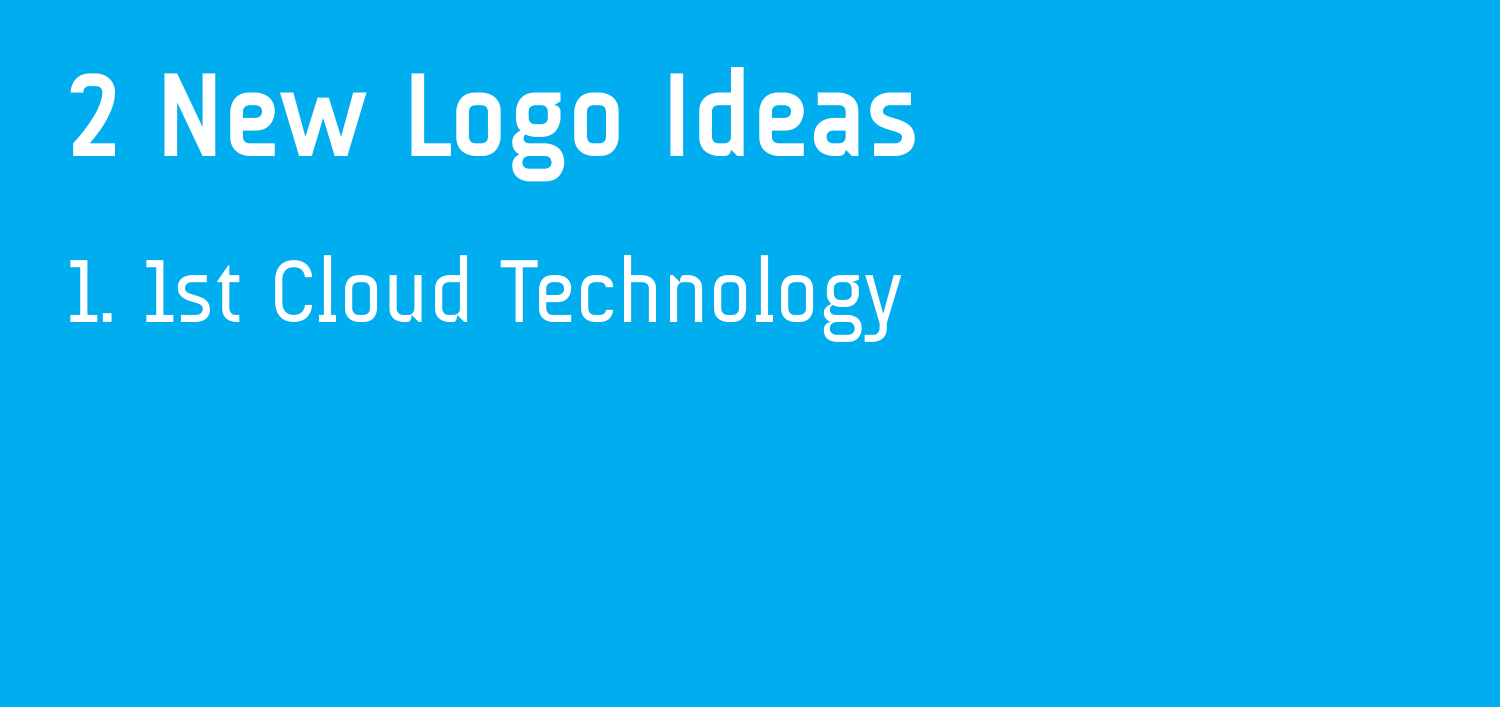# 2 New Logo Ideas

1. 1st Cloud Technology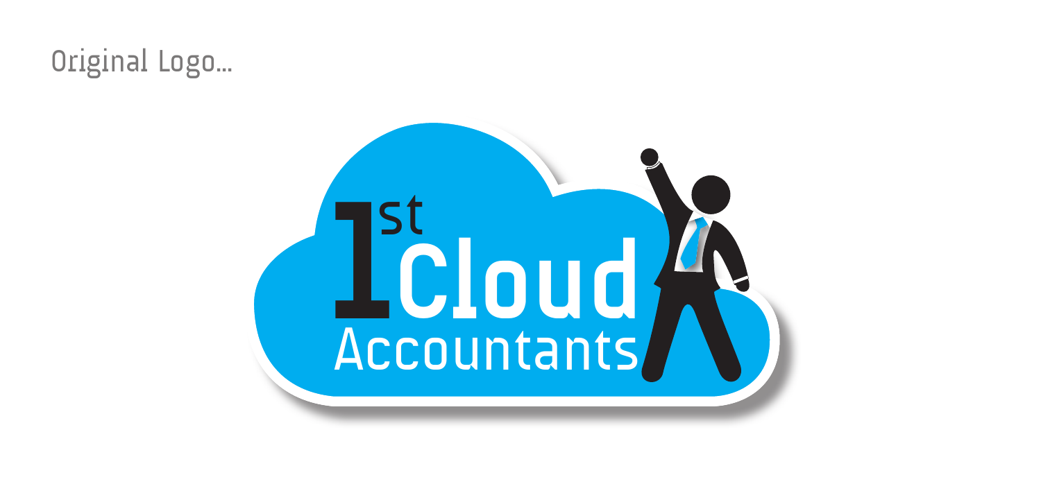Original Logo...

1st Cloud Accountants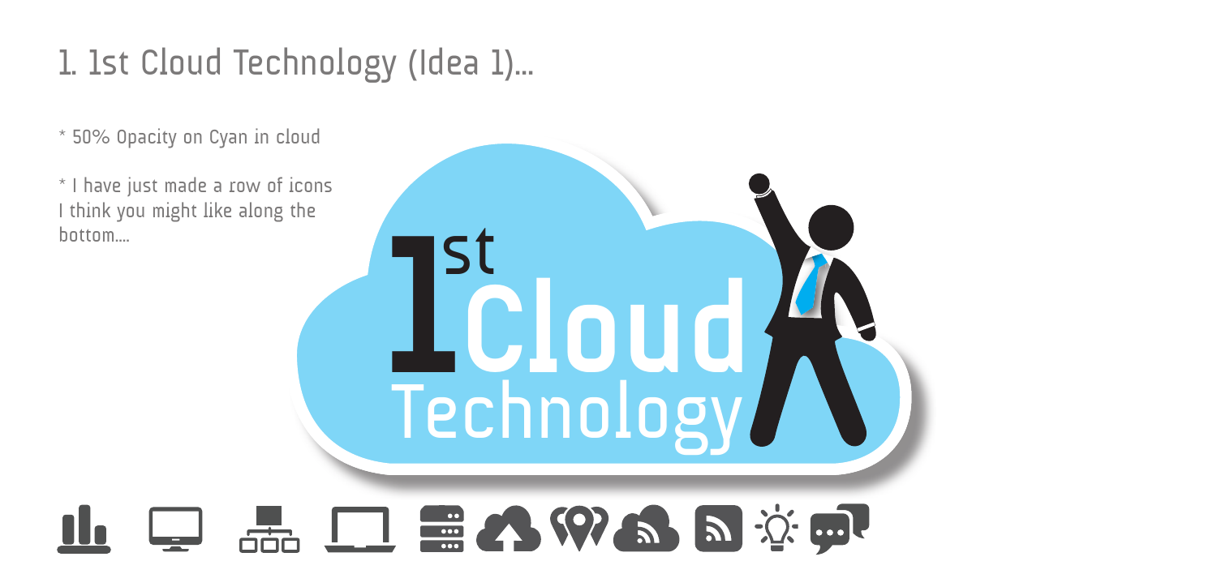# 1. 1st Cloud Technology (Idea 1)...

* 50% Opacity on Cyan in cloud

* I have just made a row of icons I think you might like along the bottom....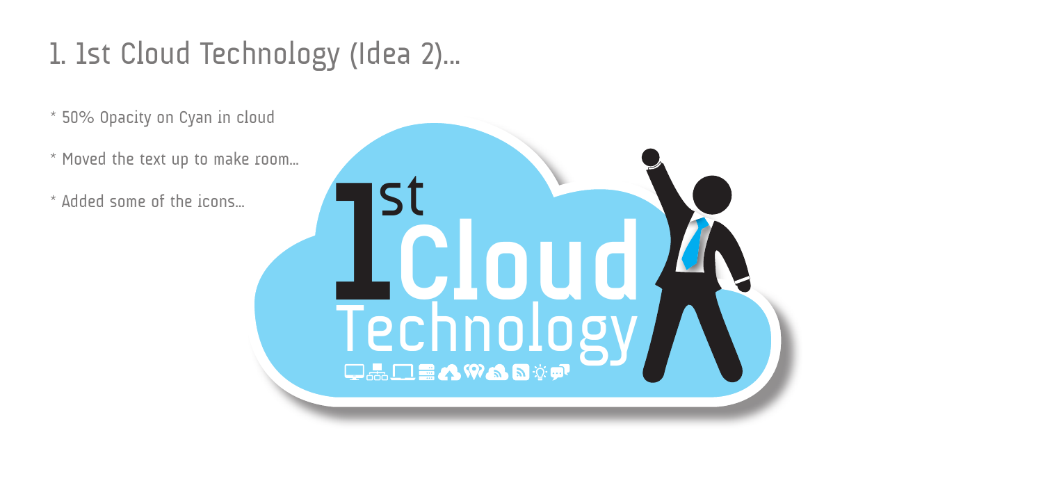# 1. 1st Cloud Technology (Idea 2)...

* 50% Opacity on Cyan in cloud
* Moved the text up to make room...
* Added some of the icons...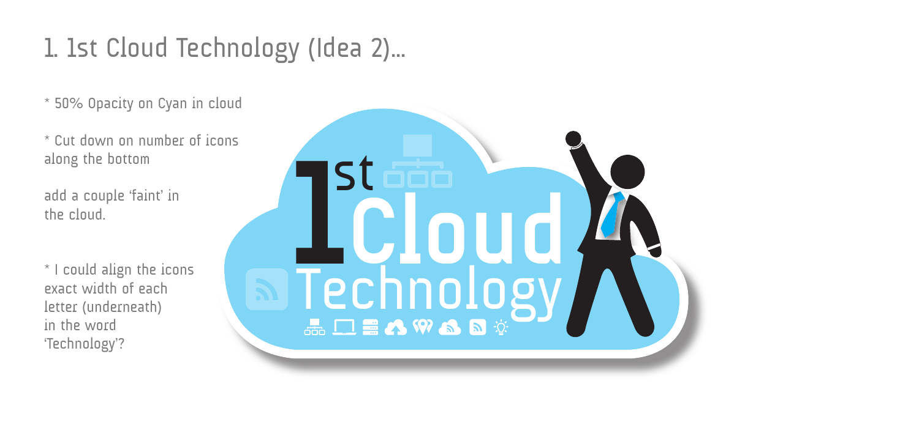# 1. 1st Cloud Technology (Idea 2)...

* 50% Opacity on Cyan in cloud

* Cut down on number of icons along the bottom

add a couple 'faint' in the cloud.

* I could align the icons exact width of each letter (underneath) in the word 'Technology'?

1st Cloud Technology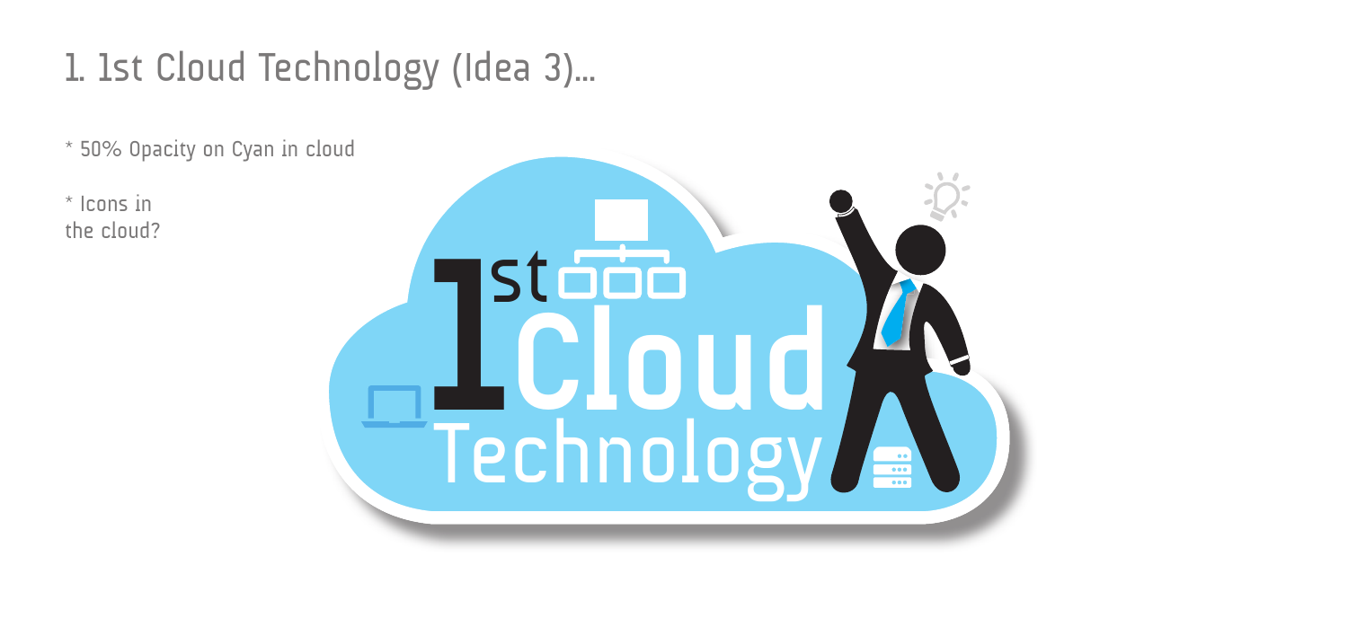# 1. 1st Cloud Technology (Idea 3)...

* 50% Opacity on Cyan in cloud

* Icons in the cloud?

1st Cloud Technology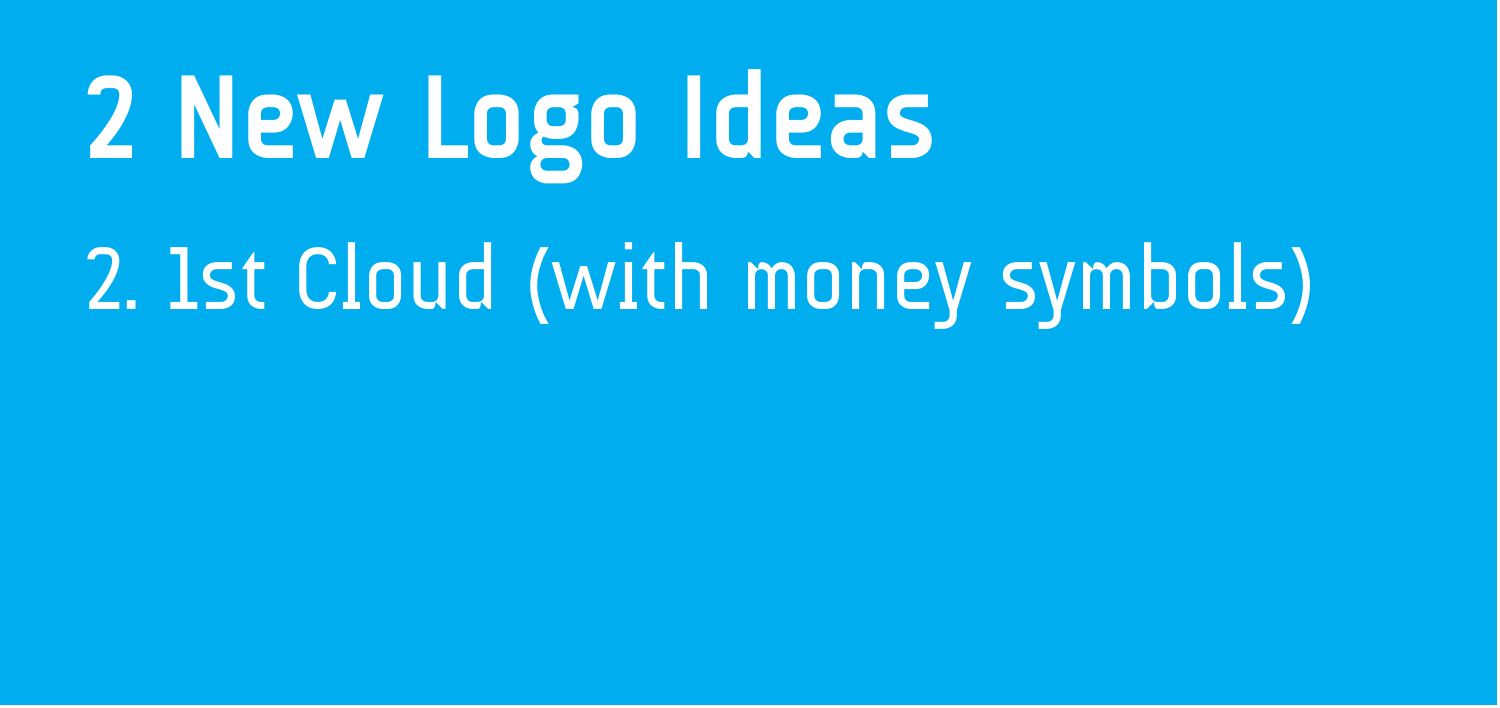# 2 New Logo Ideas

2. 1st Cloud (with money symbols)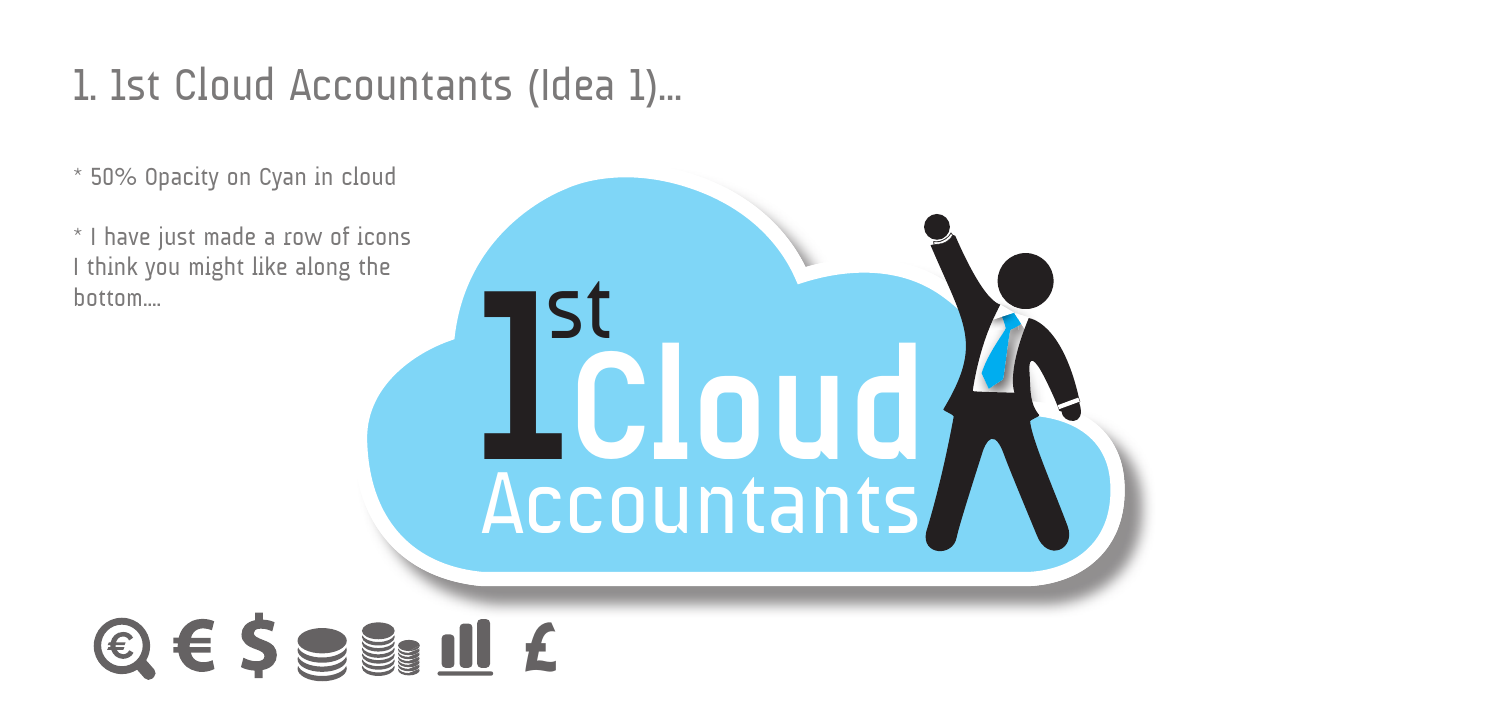# 1. 1st Cloud Accountants (Idea 1)...

* 50% Opacity on Cyan in cloud

* I have just made a row of icons I think you might like along the bottom....

1st Cloud Accountants

€ $ £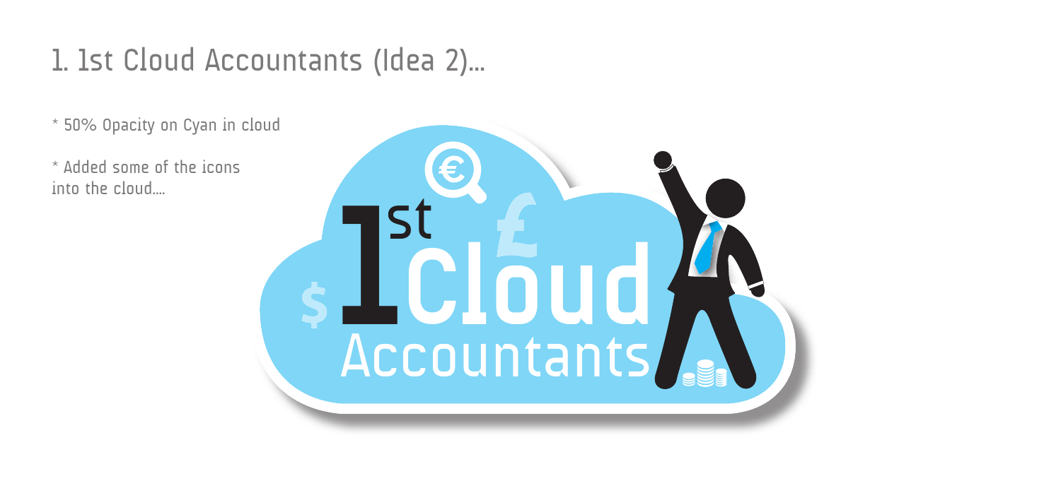# 1. 1st Cloud Accountants (Idea 2)...

* 50% Opacity on Cyan in cloud

* Added some of the icons into the cloud....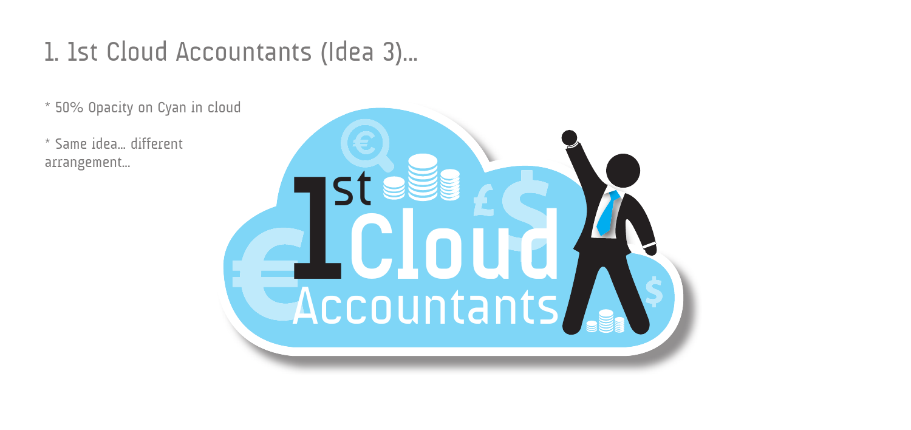# 1. 1st Cloud Accountants (Idea 3)...

* 50% Opacity on Cyan in cloud

* Same idea... different arrangement...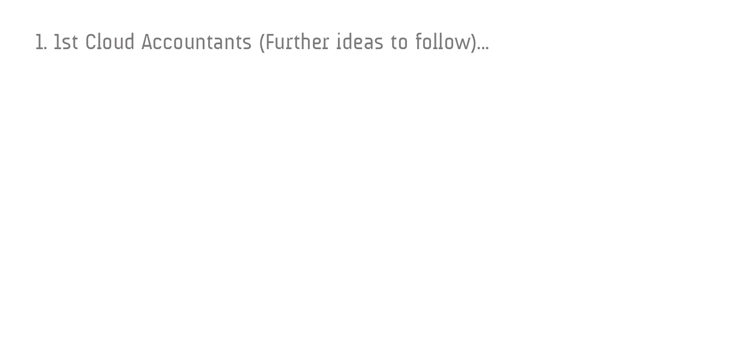1. 1st Cloud Accountants (Further ideas to follow)...